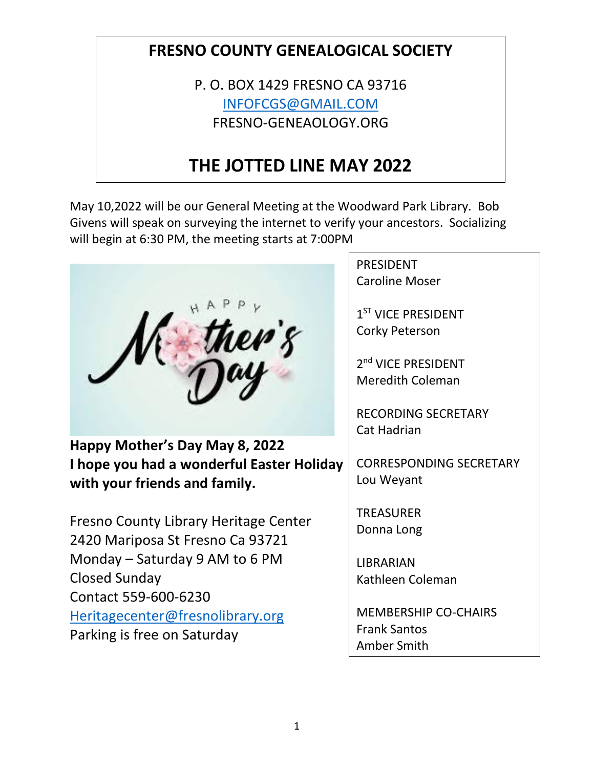# FRESNO COUNTY GENEALOGICAL SOCIETY

P. O. BOX 1429 FRESNO CA 93716
INFOFCGS@GMAIL.COM
FRESNO-GENEAOLOGY.ORG

# THE JOTTED LINE MAY 2022

May 10,2022 will be our General Meeting at the Woodward Park Library. Bob Givens will speak on surveying the internet to verify your ancestors. Socializing will begin at 6:30 PM, the meeting starts at 7:00PM

**Happy Mother's Day May 8, 2022**
**I hope you had a wonderful Easter Holiday with your friends and family.**

Fresno County Library Heritage Center
2420 Mariposa St Fresno Ca 93721
Monday – Saturday 9 AM to 6 PM
Closed Sunday
Contact 559-600-6230
Heritagecenter@fresnolibrary.org
Parking is free on Saturday

PRESIDENT
Caroline Moser

1ST VICE PRESIDENT
Corky Peterson

2nd VICE PRESIDENT
Meredith Coleman

RECORDING SECRETARY
Cat Hadrian

CORRESPONDING SECRETARY
Lou Weyant

TREASURER
Donna Long

LIBRARIAN
Kathleen Coleman

MEMBERSHIP CO-CHAIRS
Frank Santos
Amber Smith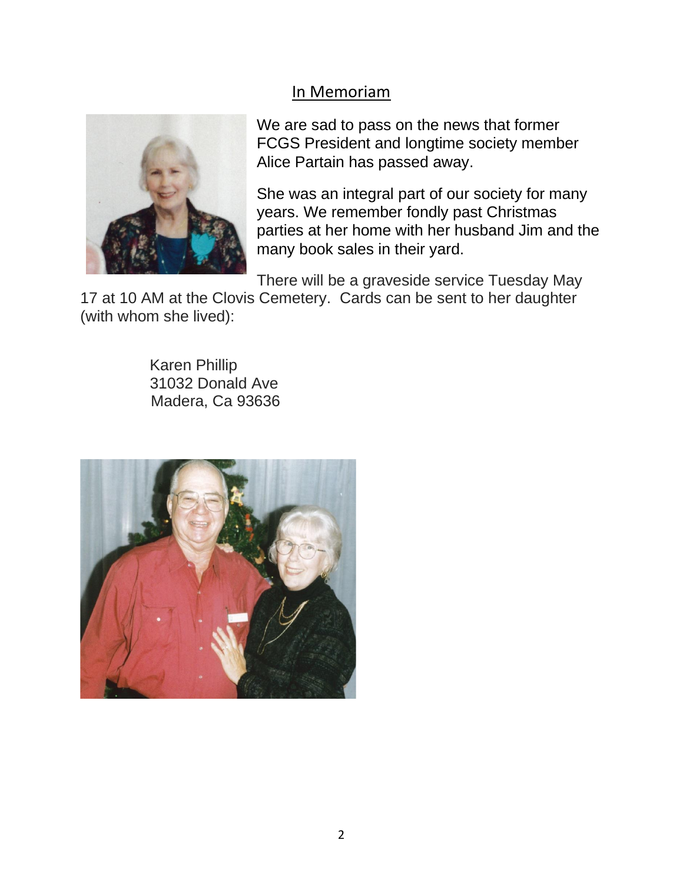## In Memoriam

We are sad to pass on the news that former FCGS President and longtime society member Alice Partain has passed away.

She was an integral part of our society for many years. We remember fondly past Christmas parties at her home with her husband Jim and the many book sales in their yard.

There will be a graveside service Tuesday May 17 at 10 AM at the Clovis Cemetery. Cards can be sent to her daughter (with whom she lived):

Karen Phillip
31032 Donald Ave
Madera, Ca 93636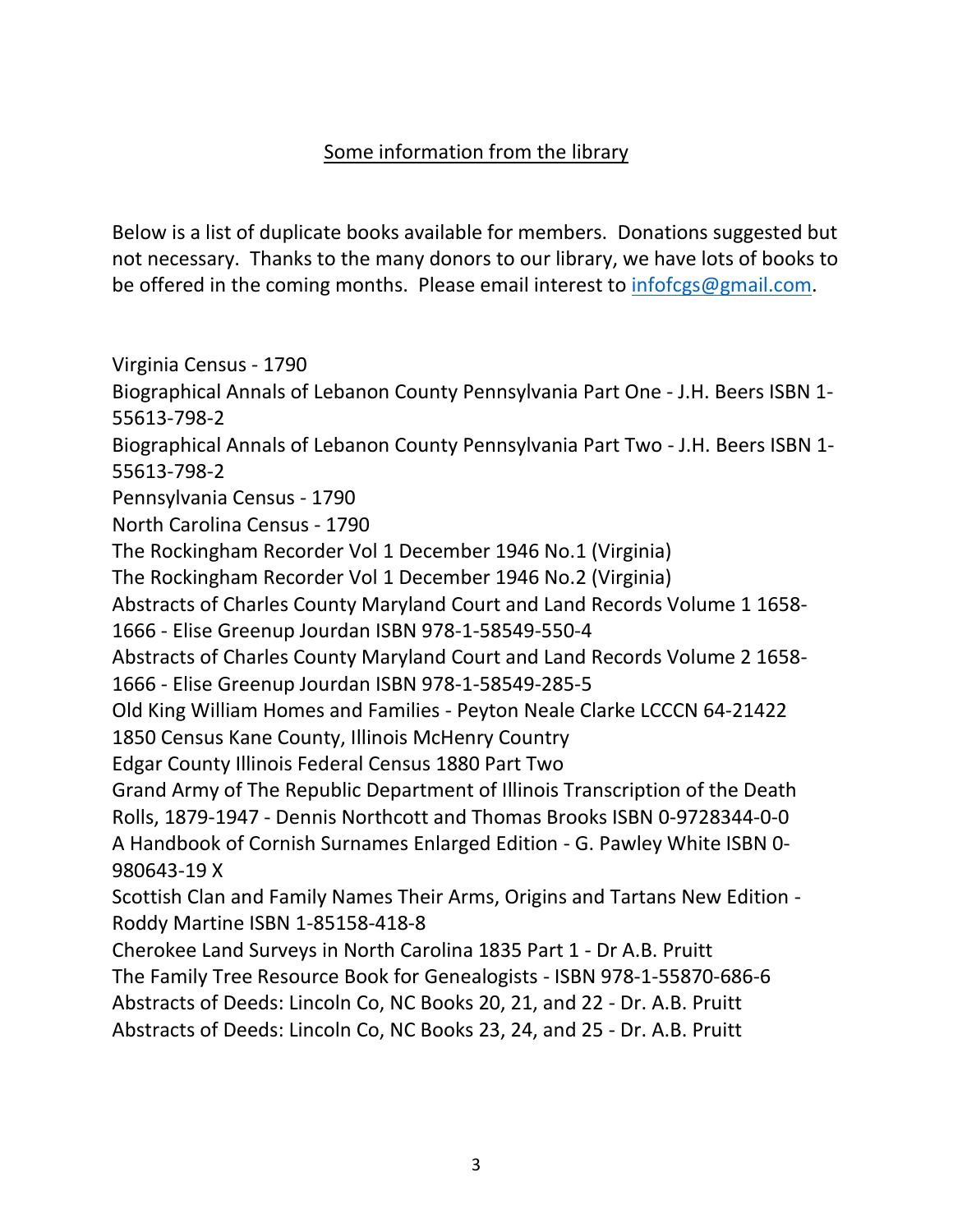## Some information from the library

Below is a list of duplicate books available for members. Donations suggested but not necessary. Thanks to the many donors to our library, we have lots of books to be offered in the coming months. Please email interest to infofcgs@gmail.com.

Virginia Census - 1790
Biographical Annals of Lebanon County Pennsylvania Part One - J.H. Beers ISBN 1-55613-798-2
Biographical Annals of Lebanon County Pennsylvania Part Two - J.H. Beers ISBN 1-55613-798-2
Pennsylvania Census - 1790
North Carolina Census - 1790
The Rockingham Recorder Vol 1 December 1946 No.1 (Virginia)
The Rockingham Recorder Vol 1 December 1946 No.2 (Virginia)
Abstracts of Charles County Maryland Court and Land Records Volume 1 1658-1666 - Elise Greenup Jourdan ISBN 978-1-58549-550-4
Abstracts of Charles County Maryland Court and Land Records Volume 2 1658-1666 - Elise Greenup Jourdan ISBN 978-1-58549-285-5
Old King William Homes and Families - Peyton Neale Clarke LCCCN 64-21422
1850 Census Kane County, Illinois McHenry Country
Edgar County Illinois Federal Census 1880 Part Two
Grand Army of The Republic Department of Illinois Transcription of the Death Rolls, 1879-1947 - Dennis Northcott and Thomas Brooks ISBN 0-9728344-0-0
A Handbook of Cornish Surnames Enlarged Edition - G. Pawley White ISBN 0-980643-19 X
Scottish Clan and Family Names Their Arms, Origins and Tartans New Edition - Roddy Martine ISBN 1-85158-418-8
Cherokee Land Surveys in North Carolina 1835 Part 1 - Dr A.B. Pruitt
The Family Tree Resource Book for Genealogists - ISBN 978-1-55870-686-6
Abstracts of Deeds: Lincoln Co, NC Books 20, 21, and 22 - Dr. A.B. Pruitt
Abstracts of Deeds: Lincoln Co, NC Books 23, 24, and 25 - Dr. A.B. Pruitt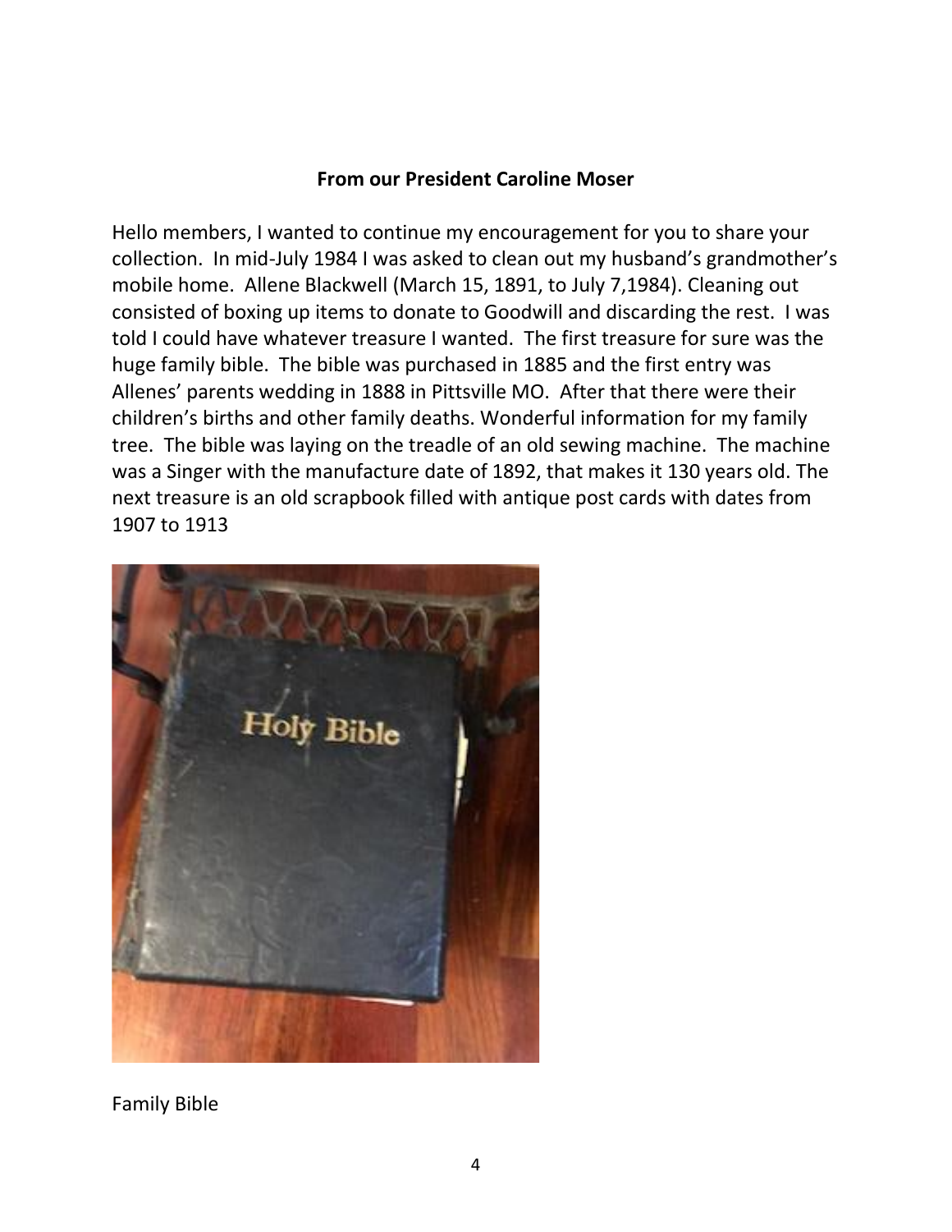**From our President Caroline Moser**

Hello members, I wanted to continue my encouragement for you to share your collection. In mid-July 1984 I was asked to clean out my husband's grandmother's mobile home. Allene Blackwell (March 15, 1891, to July 7,1984). Cleaning out consisted of boxing up items to donate to Goodwill and discarding the rest. I was told I could have whatever treasure I wanted. The first treasure for sure was the huge family bible. The bible was purchased in 1885 and the first entry was Allenes' parents wedding in 1888 in Pittsville MO. After that there were their children's births and other family deaths. Wonderful information for my family tree. The bible was laying on the treadle of an old sewing machine. The machine was a Singer with the manufacture date of 1892, that makes it 130 years old. The next treasure is an old scrapbook filled with antique post cards with dates from 1907 to 1913

Family Bible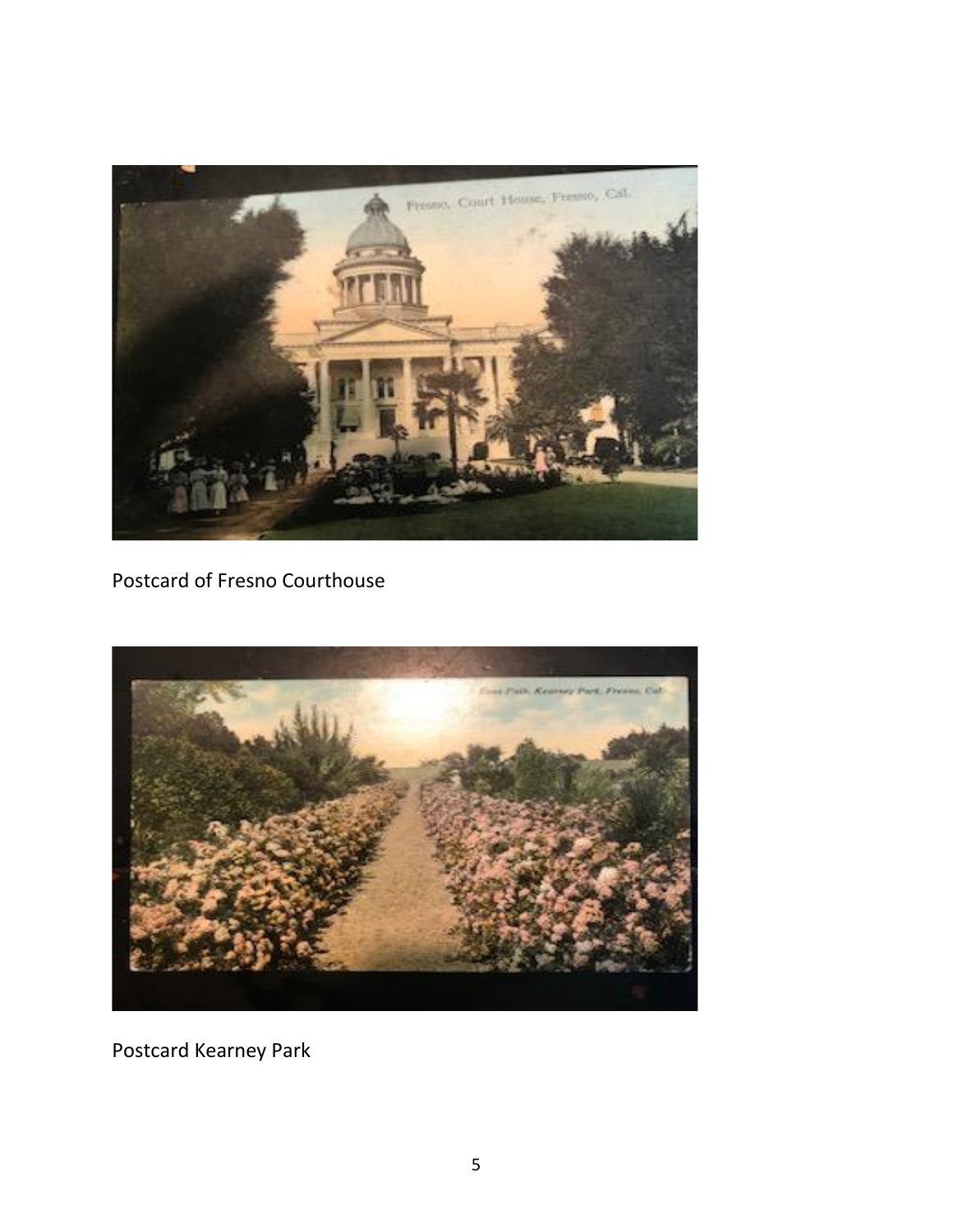Postcard of Fresno Courthouse

Postcard Kearney Park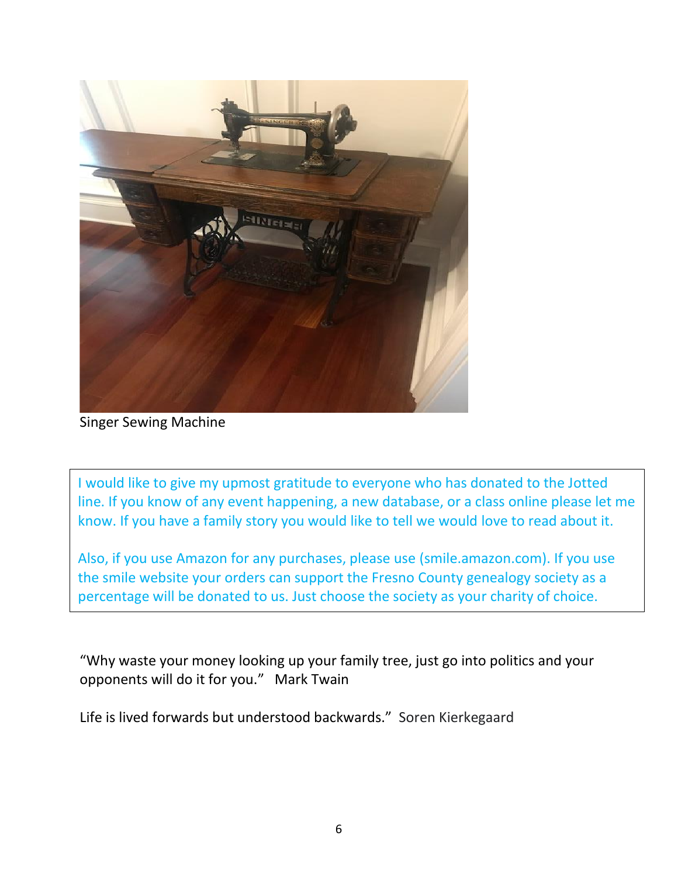Singer Sewing Machine

I would like to give my upmost gratitude to everyone who has donated to the Jotted line. If you know of any event happening, a new database, or a class online please let me know. If you have a family story you would like to tell we would love to read about it.

Also, if you use Amazon for any purchases, please use (smile.amazon.com). If you use the smile website your orders can support the Fresno County genealogy society as a percentage will be donated to us. Just choose the society as your charity of choice.

"Why waste your money looking up your family tree, just go into politics and your opponents will do it for you." Mark Twain

Life is lived forwards but understood backwards." Soren Kierkegaard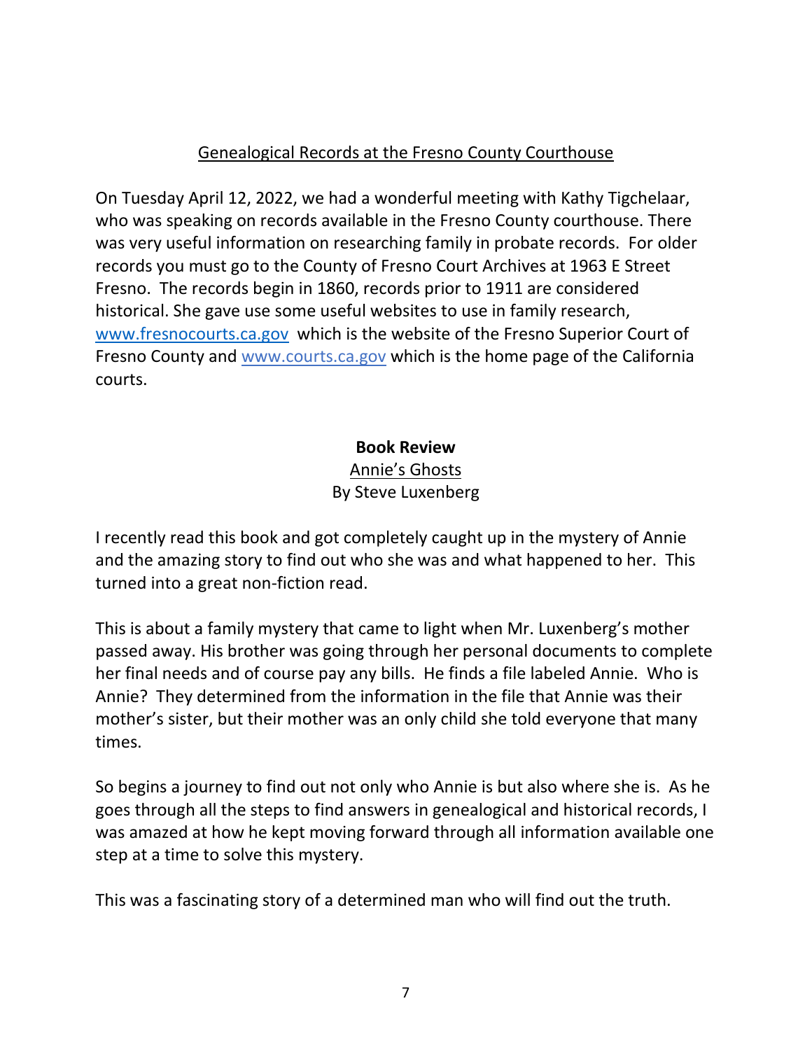## Genealogical Records at the Fresno County Courthouse

On Tuesday April 12, 2022, we had a wonderful meeting with Kathy Tigchelaar, who was speaking on records available in the Fresno County courthouse. There was very useful information on researching family in probate records. For older records you must go to the County of Fresno Court Archives at 1963 E Street Fresno. The records begin in 1860, records prior to 1911 are considered historical. She gave use some useful websites to use in family research, [www.fresnocourts.ca.gov](http://www.fresnocourts.ca.gov) which is the website of the Fresno Superior Court of Fresno County and [www.courts.ca.gov](http://www.courts.ca.gov) which is the home page of the California courts.

## Book Review

Annie's Ghosts

By Steve Luxenberg

I recently read this book and got completely caught up in the mystery of Annie and the amazing story to find out who she was and what happened to her. This turned into a great non-fiction read.

This is about a family mystery that came to light when Mr. Luxenberg's mother passed away. His brother was going through her personal documents to complete her final needs and of course pay any bills. He finds a file labeled Annie. Who is Annie? They determined from the information in the file that Annie was their mother's sister, but their mother was an only child she told everyone that many times.

So begins a journey to find out not only who Annie is but also where she is. As he goes through all the steps to find answers in genealogical and historical records, I was amazed at how he kept moving forward through all information available one step at a time to solve this mystery.

This was a fascinating story of a determined man who will find out the truth.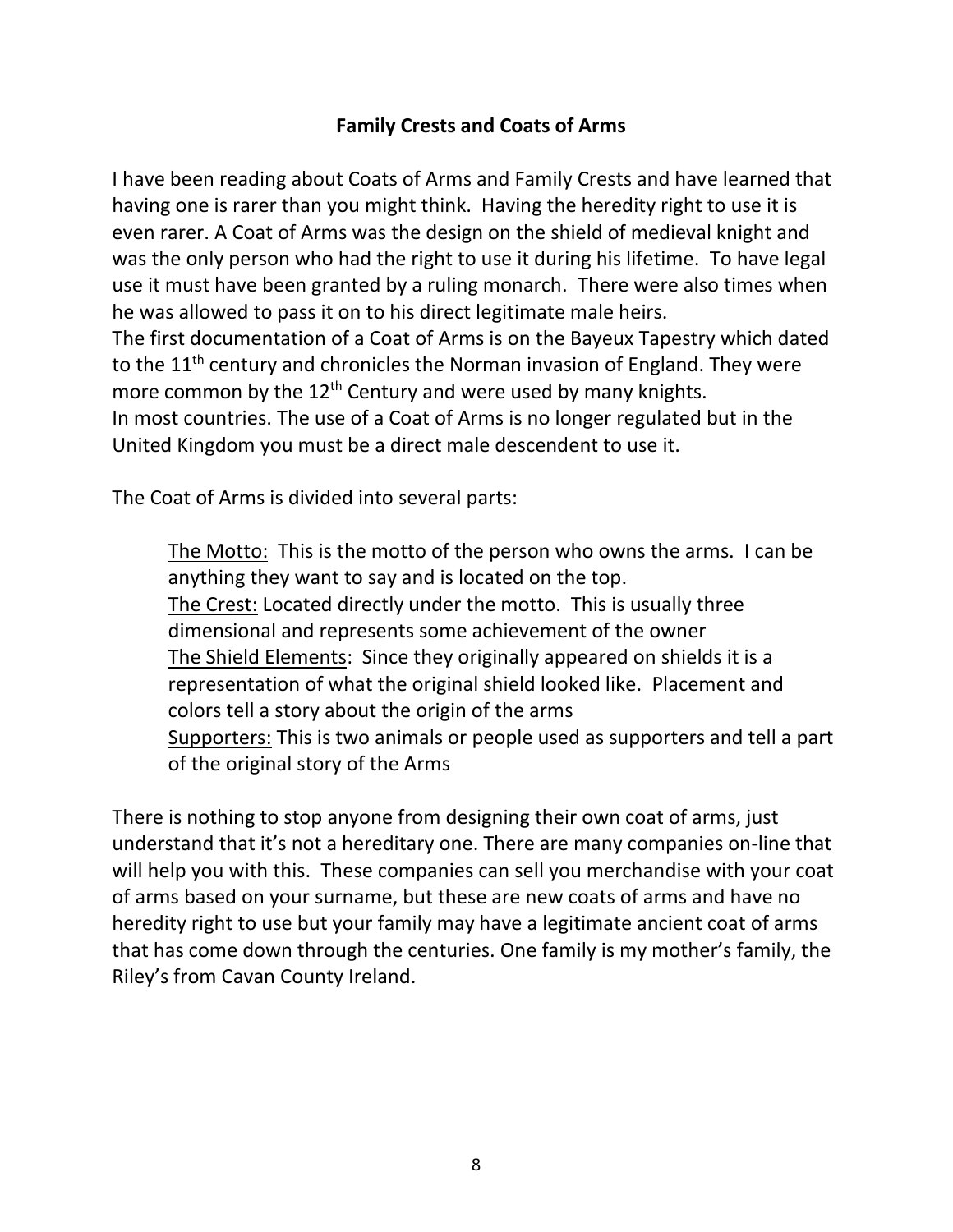**Family Crests and Coats of Arms**

I have been reading about Coats of Arms and Family Crests and have learned that having one is rarer than you might think. Having the heredity right to use it is even rarer. A Coat of Arms was the design on the shield of medieval knight and was the only person who had the right to use it during his lifetime. To have legal use it must have been granted by a ruling monarch. There were also times when he was allowed to pass it on to his direct legitimate male heirs.
The first documentation of a Coat of Arms is on the Bayeux Tapestry which dated to the 11th century and chronicles the Norman invasion of England. They were more common by the 12th Century and were used by many knights.
In most countries. The use of a Coat of Arms is no longer regulated but in the United Kingdom you must be a direct male descendent to use it.

The Coat of Arms is divided into several parts:

> The Motto: This is the motto of the person who owns the arms. I can be anything they want to say and is located on the top.
> The Crest: Located directly under the motto. This is usually three dimensional and represents some achievement of the owner
> The Shield Elements: Since they originally appeared on shields it is a representation of what the original shield looked like. Placement and colors tell a story about the origin of the arms
> Supporters: This is two animals or people used as supporters and tell a part of the original story of the Arms

There is nothing to stop anyone from designing their own coat of arms, just understand that it's not a hereditary one. There are many companies on-line that will help you with this. These companies can sell you merchandise with your coat of arms based on your surname, but these are new coats of arms and have no heredity right to use but your family may have a legitimate ancient coat of arms that has come down through the centuries. One family is my mother's family, the Riley's from Cavan County Ireland.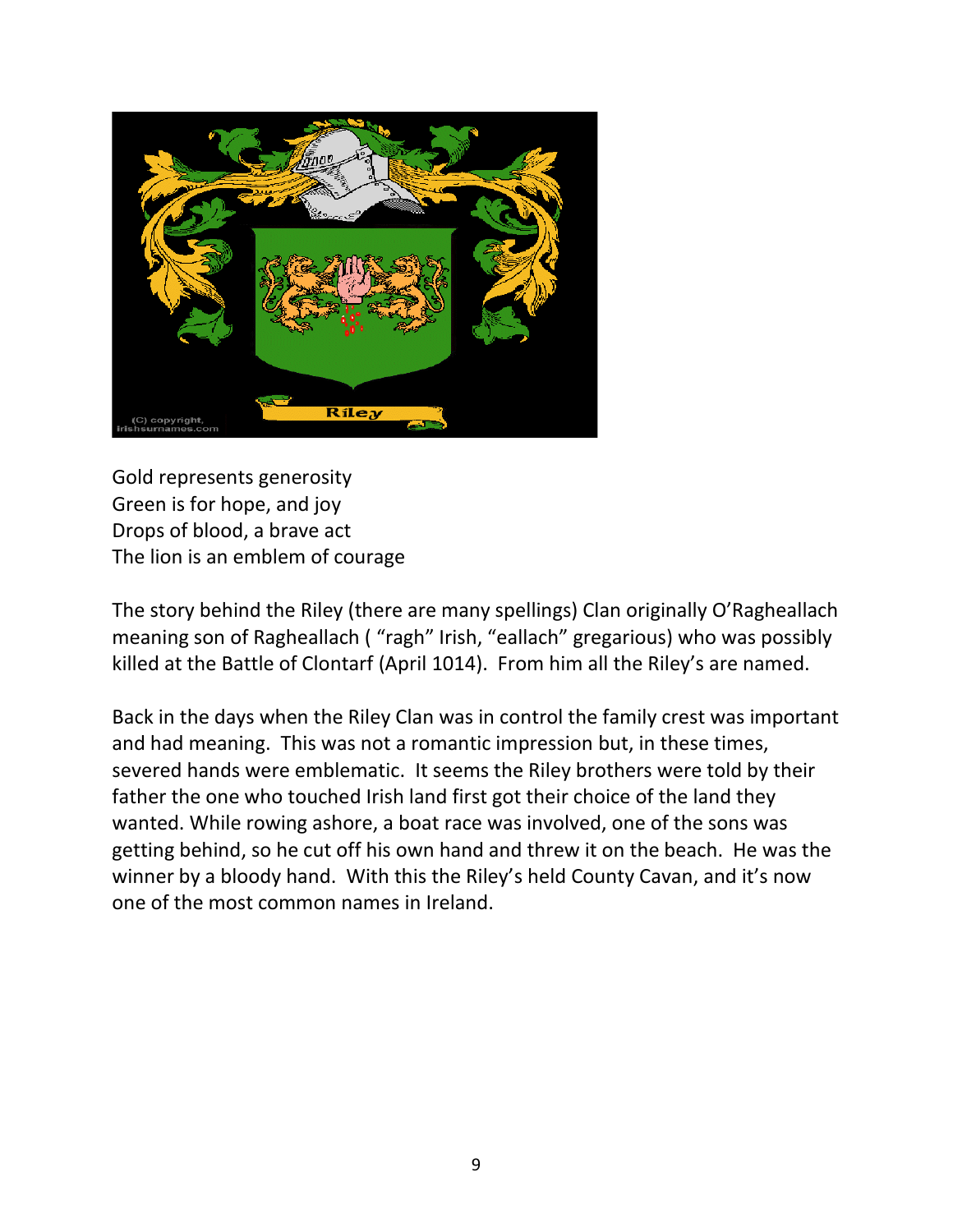Gold represents generosity
Green is for hope, and joy
Drops of blood, a brave act
The lion is an emblem of courage

The story behind the Riley (there are many spellings) Clan originally O'Ragheallach meaning son of Ragheallach ( "ragh" Irish, "eallach" gregarious) who was possibly killed at the Battle of Clontarf (April 1014). From him all the Riley's are named.

Back in the days when the Riley Clan was in control the family crest was important and had meaning. This was not a romantic impression but, in these times, severed hands were emblematic. It seems the Riley brothers were told by their father the one who touched Irish land first got their choice of the land they wanted. While rowing ashore, a boat race was involved, one of the sons was getting behind, so he cut off his own hand and threw it on the beach. He was the winner by a bloody hand. With this the Riley's held County Cavan, and it's now one of the most common names in Ireland.